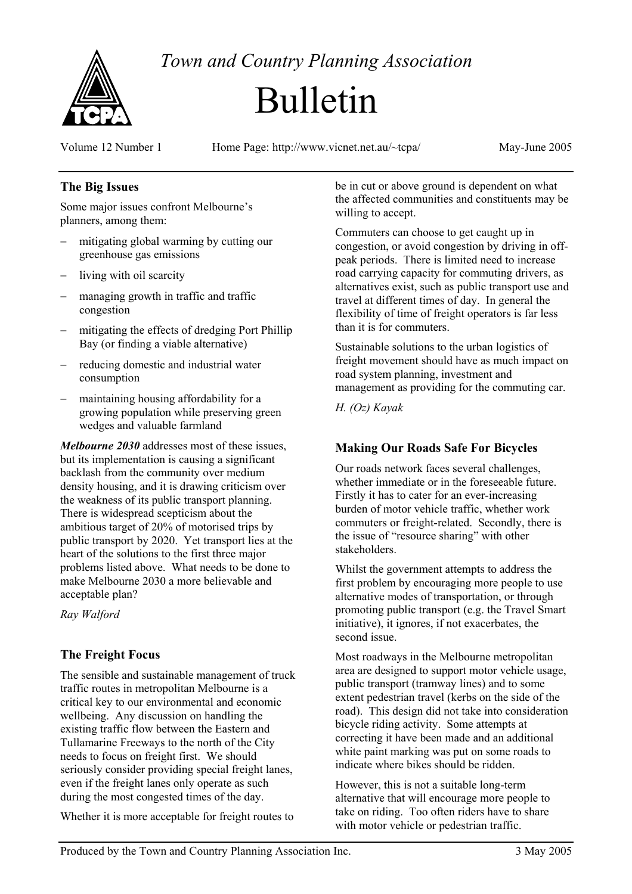# Town and Country Planning Association

# Bulletin

Volume 12 Number 1 Home Page: http://www.vicnet.net.au/~tcpa/ May-June 2005

## The Big Issues

Some major issues confront Melbourne's planners, among them:

- mitigating global warming by cutting our greenhouse gas emissions
- living with oil scarcity
- managing growth in traffic and traffic congestion
- mitigating the effects of dredging Port Phillip Bay (or finding a viable alternative)
- reducing domestic and industrial water consumption
- maintaining housing affordability for a growing population while preserving green wedges and valuable farmland

***Melbourne 2030*** addresses most of these issues, but its implementation is causing a significant backlash from the community over medium density housing, and it is drawing criticism over the weakness of its public transport planning. There is widespread scepticism about the ambitious target of 20% of motorised trips by public transport by 2020. Yet transport lies at the heart of the solutions to the first three major problems listed above. What needs to be done to make Melbourne 2030 a more believable and acceptable plan?

*Ray Walford*

## The Freight Focus

The sensible and sustainable management of truck traffic routes in metropolitan Melbourne is a critical key to our environmental and economic wellbeing. Any discussion on handling the existing traffic flow between the Eastern and Tullamarine Freeways to the north of the City needs to focus on freight first. We should seriously consider providing special freight lanes, even if the freight lanes only operate as such during the most congested times of the day.

Whether it is more acceptable for freight routes to be in cut or above ground is dependent on what the affected communities and constituents may be willing to accept.

Commuters can choose to get caught up in congestion, or avoid congestion by driving in off-peak periods. There is limited need to increase road carrying capacity for commuting drivers, as alternatives exist, such as public transport use and travel at different times of day. In general the flexibility of time of freight operators is far less than it is for commuters.

Sustainable solutions to the urban logistics of freight movement should have as much impact on road system planning, investment and management as providing for the commuting car.

*H. (Oz) Kayak*

## Making Our Roads Safe For Bicycles

Our roads network faces several challenges, whether immediate or in the foreseeable future. Firstly it has to cater for an ever-increasing burden of motor vehicle traffic, whether work commuters or freight-related. Secondly, there is the issue of "resource sharing" with other stakeholders.

Whilst the government attempts to address the first problem by encouraging more people to use alternative modes of transportation, or through promoting public transport (e.g. the Travel Smart initiative), it ignores, if not exacerbates, the second issue.

Most roadways in the Melbourne metropolitan area are designed to support motor vehicle usage, public transport (tramway lines) and to some extent pedestrian travel (kerbs on the side of the road). This design did not take into consideration bicycle riding activity. Some attempts at correcting it have been made and an additional white paint marking was put on some roads to indicate where bikes should be ridden.

However, this is not a suitable long-term alternative that will encourage more people to take on riding. Too often riders have to share with motor vehicle or pedestrian traffic.

Produced by the Town and Country Planning Association Inc. 3 May 2005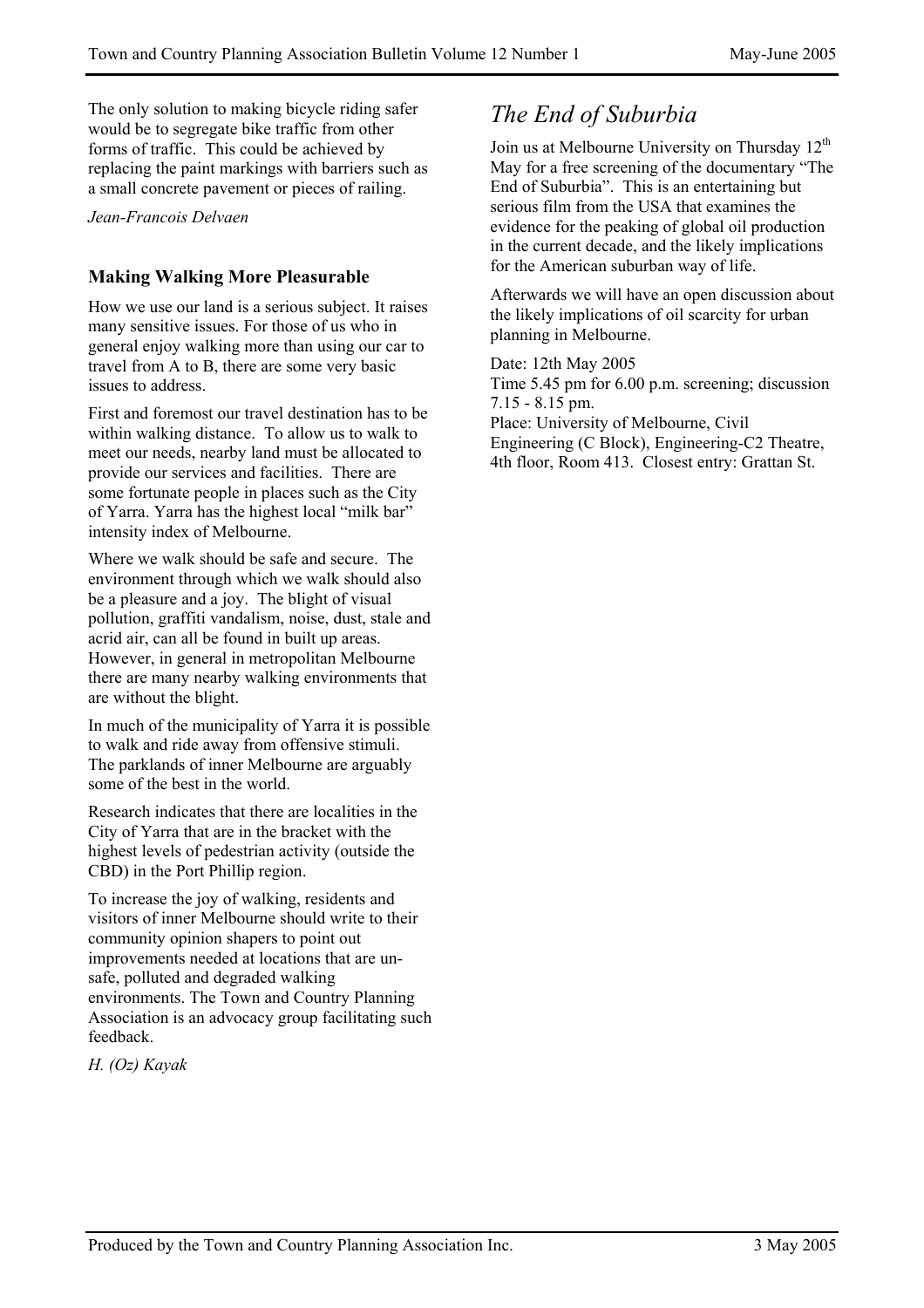The only solution to making bicycle riding safer would be to segregate bike traffic from other forms of traffic. This could be achieved by replacing the paint markings with barriers such as a small concrete pavement or pieces of railing.

*Jean-Francois Delvaen*

### Making Walking More Pleasurable

How we use our land is a serious subject. It raises many sensitive issues. For those of us who in general enjoy walking more than using our car to travel from A to B, there are some very basic issues to address.

First and foremost our travel destination has to be within walking distance. To allow us to walk to meet our needs, nearby land must be allocated to provide our services and facilities. There are some fortunate people in places such as the City of Yarra. Yarra has the highest local "milk bar" intensity index of Melbourne.

Where we walk should be safe and secure. The environment through which we walk should also be a pleasure and a joy. The blight of visual pollution, graffiti vandalism, noise, dust, stale and acrid air, can all be found in built up areas. However, in general in metropolitan Melbourne there are many nearby walking environments that are without the blight.

In much of the municipality of Yarra it is possible to walk and ride away from offensive stimuli. The parklands of inner Melbourne are arguably some of the best in the world.

Research indicates that there are localities in the City of Yarra that are in the bracket with the highest levels of pedestrian activity (outside the CBD) in the Port Phillip region.

To increase the joy of walking, residents and visitors of inner Melbourne should write to their community opinion shapers to point out improvements needed at locations that are un-safe, polluted and degraded walking environments. The Town and Country Planning Association is an advocacy group facilitating such feedback.

*H. (Oz) Kayak*

## *The End of Suburbia*

Join us at Melbourne University on Thursday 12th May for a free screening of the documentary "The End of Suburbia". This is an entertaining but serious film from the USA that examines the evidence for the peaking of global oil production in the current decade, and the likely implications for the American suburban way of life.

Afterwards we will have an open discussion about the likely implications of oil scarcity for urban planning in Melbourne.

Date: 12th May 2005
Time 5.45 pm for 6.00 p.m. screening; discussion 7.15 - 8.15 pm.
Place: University of Melbourne, Civil Engineering (C Block), Engineering-C2 Theatre, 4th floor, Room 413. Closest entry: Grattan St.